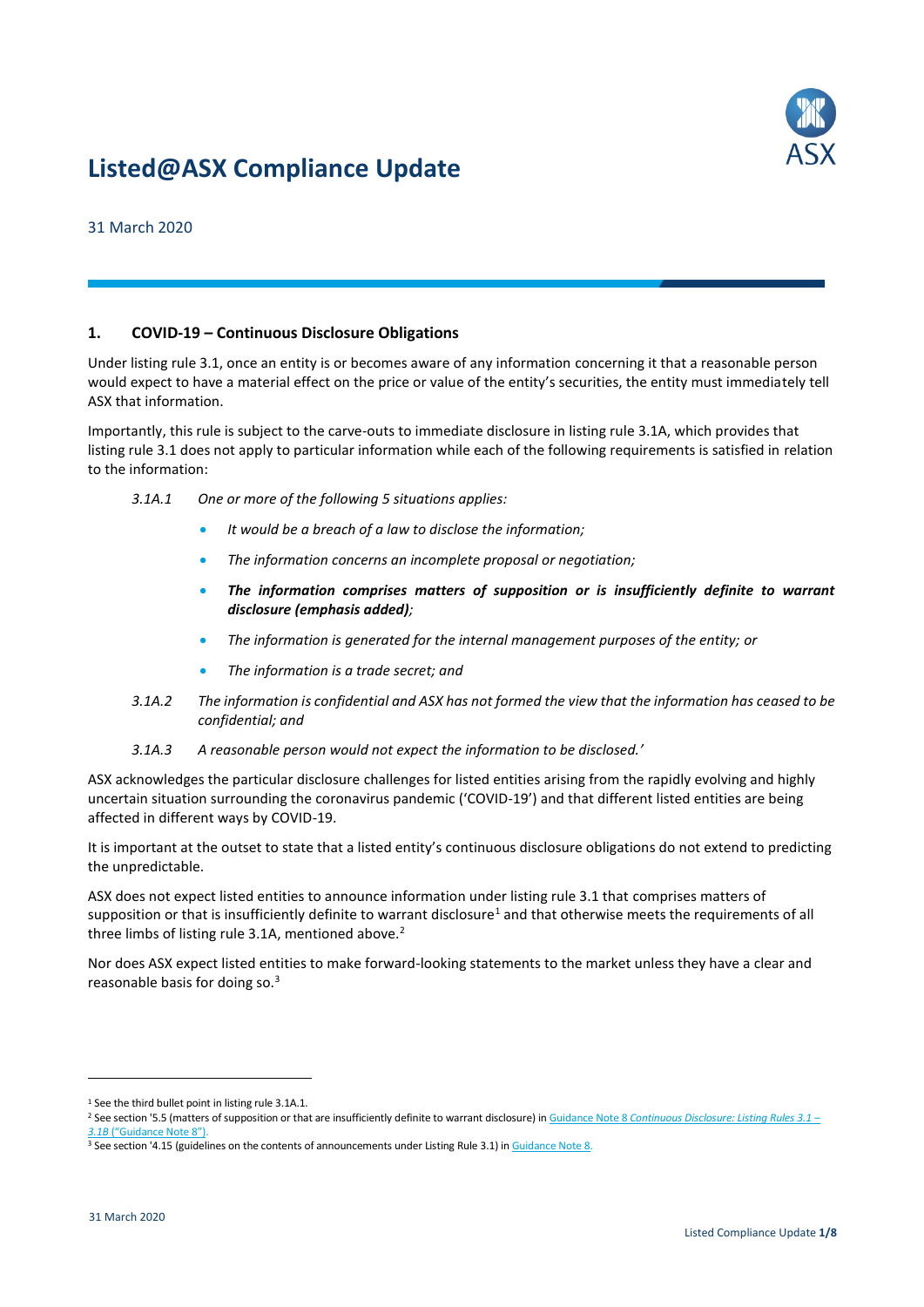# Listed@ASX Compliance Update

31 March 2020

## 1. COVID-19 – Continuous Disclosure Obligations

Under listing rule 3.1, once an entity is or becomes aware of any information concerning it that a reasonable person would expect to have a material effect on the price or value of the entity's securities, the entity must immediately tell ASX that information.

Importantly, this rule is subject to the carve-outs to immediate disclosure in listing rule 3.1A, which provides that listing rule 3.1 does not apply to particular information while each of the following requirements is satisfied in relation to the information:

*3.1A.1 One or more of the following 5 situations applies:*

- *It would be a breach of a law to disclose the information;*
- *The information concerns an incomplete proposal or negotiation;*
- ***The information comprises matters of supposition or is insufficiently definite to warrant disclosure (emphasis added)****;*
- *The information is generated for the internal management purposes of the entity; or*
- *The information is a trade secret; and*

*3.1A.2 The information is confidential and ASX has not formed the view that the information has ceased to be confidential; and*

*3.1A.3 A reasonable person would not expect the information to be disclosed.'*

ASX acknowledges the particular disclosure challenges for listed entities arising from the rapidly evolving and highly uncertain situation surrounding the coronavirus pandemic ('COVID-19') and that different listed entities are being affected in different ways by COVID-19.

It is important at the outset to state that a listed entity's continuous disclosure obligations do not extend to predicting the unpredictable.

ASX does not expect listed entities to announce information under listing rule 3.1 that comprises matters of supposition or that is insufficiently definite to warrant disclosure[1] and that otherwise meets the requirements of all three limbs of listing rule 3.1A, mentioned above.[2]

Nor does ASX expect listed entities to make forward-looking statements to the market unless they have a clear and reasonable basis for doing so.[3]

---

[1] See the third bullet point in listing rule 3.1A.1.

[2] See section '5.5 (matters of supposition or that are insufficiently definite to warrant disclosure) in Guidance Note 8 *Continuous Disclosure: Listing Rules 3.1 – 3.1B* ("Guidance Note 8").

[3] See section '4.15 (guidelines on the contents of announcements under Listing Rule 3.1) in Guidance Note 8.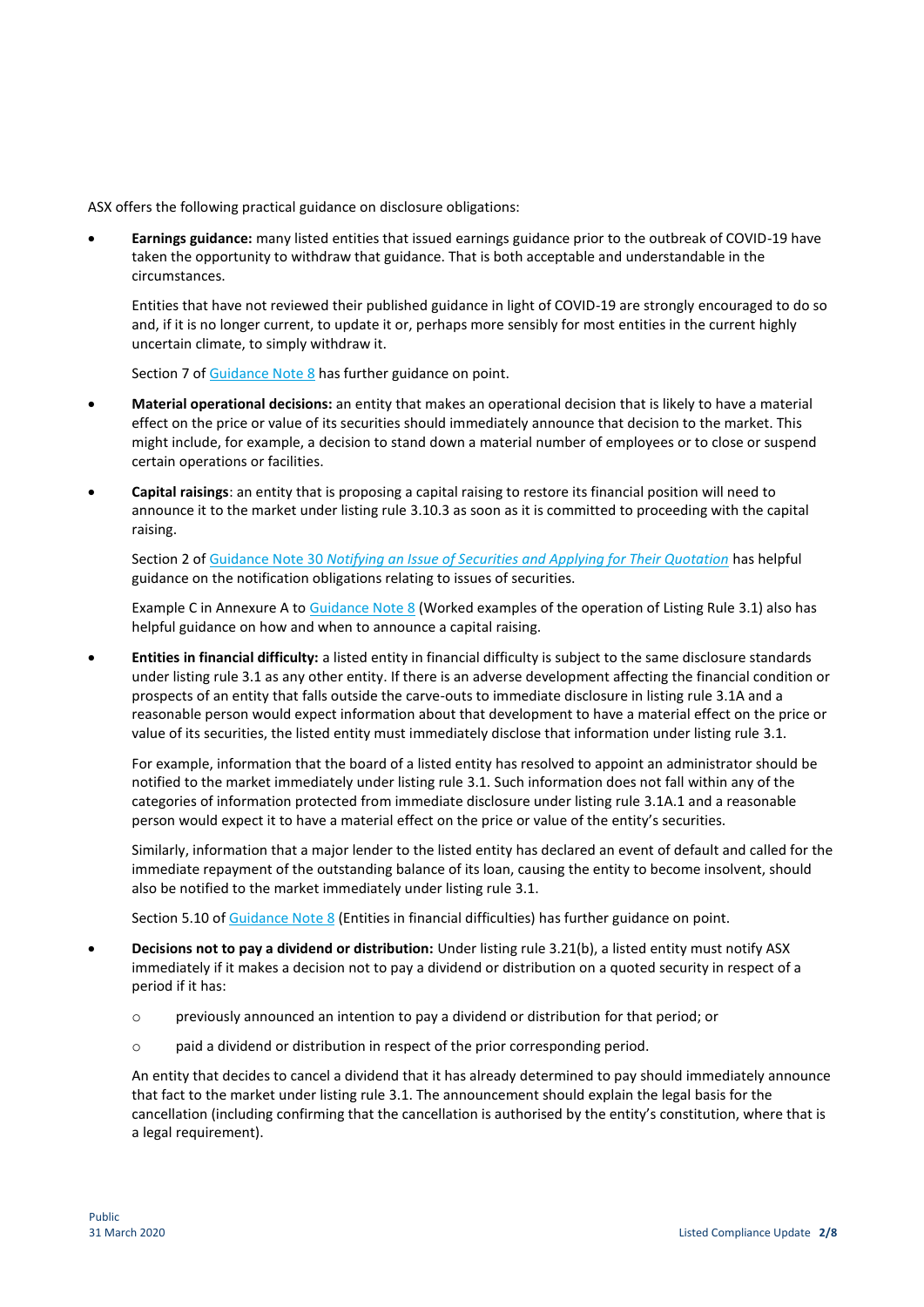ASX offers the following practical guidance on disclosure obligations:

- **Earnings guidance:** many listed entities that issued earnings guidance prior to the outbreak of COVID-19 have taken the opportunity to withdraw that guidance. That is both acceptable and understandable in the circumstances.

  Entities that have not reviewed their published guidance in light of COVID-19 are strongly encouraged to do so and, if it is no longer current, to update it or, perhaps more sensibly for most entities in the current highly uncertain climate, to simply withdraw it.

  Section 7 of Guidance Note 8 has further guidance on point.

- **Material operational decisions:** an entity that makes an operational decision that is likely to have a material effect on the price or value of its securities should immediately announce that decision to the market. This might include, for example, a decision to stand down a material number of employees or to close or suspend certain operations or facilities.

- **Capital raisings**: an entity that is proposing a capital raising to restore its financial position will need to announce it to the market under listing rule 3.10.3 as soon as it is committed to proceeding with the capital raising.

  Section 2 of Guidance Note 30 *Notifying an Issue of Securities and Applying for Their Quotation* has helpful guidance on the notification obligations relating to issues of securities.

  Example C in Annexure A to Guidance Note 8 (Worked examples of the operation of Listing Rule 3.1) also has helpful guidance on how and when to announce a capital raising.

- **Entities in financial difficulty:** a listed entity in financial difficulty is subject to the same disclosure standards under listing rule 3.1 as any other entity. If there is an adverse development affecting the financial condition or prospects of an entity that falls outside the carve-outs to immediate disclosure in listing rule 3.1A and a reasonable person would expect information about that development to have a material effect on the price or value of its securities, the listed entity must immediately disclose that information under listing rule 3.1.

  For example, information that the board of a listed entity has resolved to appoint an administrator should be notified to the market immediately under listing rule 3.1. Such information does not fall within any of the categories of information protected from immediate disclosure under listing rule 3.1A.1 and a reasonable person would expect it to have a material effect on the price or value of the entity's securities.

  Similarly, information that a major lender to the listed entity has declared an event of default and called for the immediate repayment of the outstanding balance of its loan, causing the entity to become insolvent, should also be notified to the market immediately under listing rule 3.1.

  Section 5.10 of Guidance Note 8 (Entities in financial difficulties) has further guidance on point.

- **Decisions not to pay a dividend or distribution:** Under listing rule 3.21(b), a listed entity must notify ASX immediately if it makes a decision not to pay a dividend or distribution on a quoted security in respect of a period if it has:

  - previously announced an intention to pay a dividend or distribution for that period; or
  - paid a dividend or distribution in respect of the prior corresponding period.

  An entity that decides to cancel a dividend that it has already determined to pay should immediately announce that fact to the market under listing rule 3.1. The announcement should explain the legal basis for the cancellation (including confirming that the cancellation is authorised by the entity's constitution, where that is a legal requirement).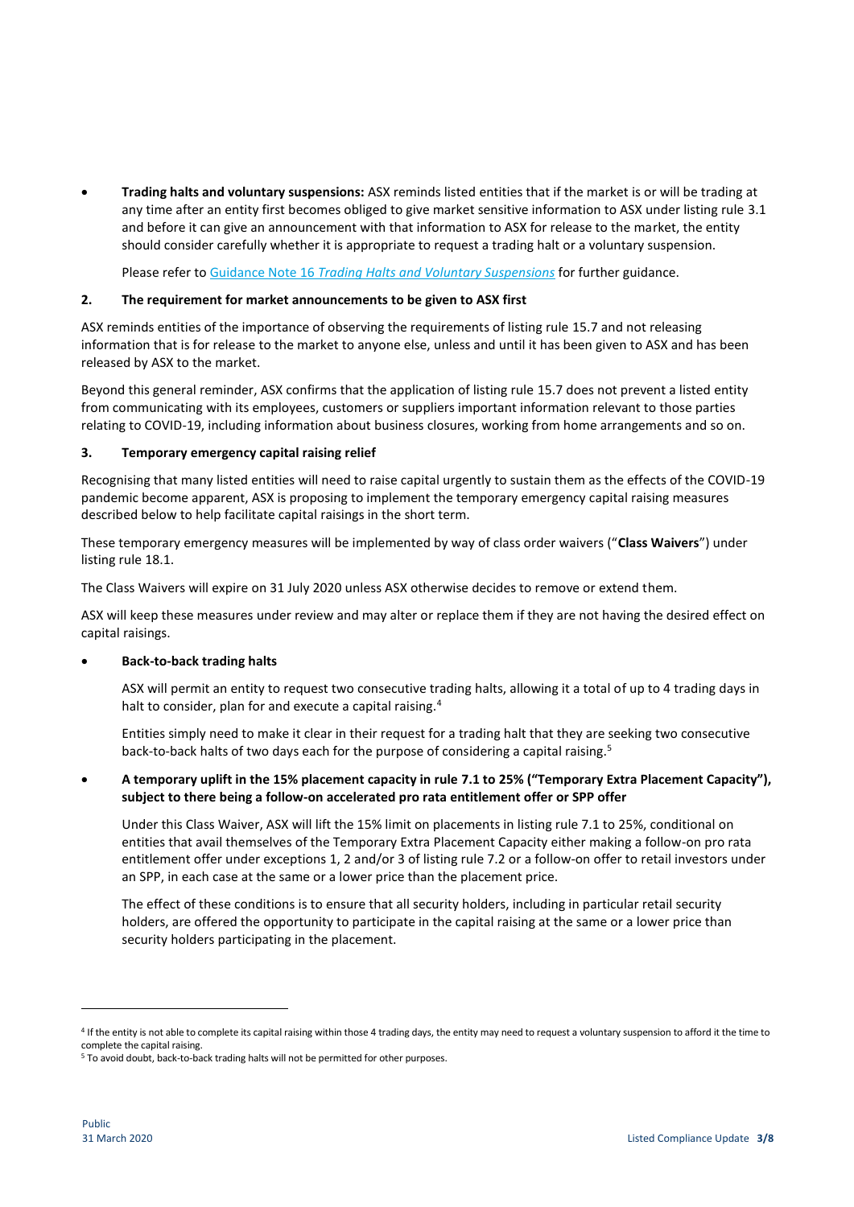- **Trading halts and voluntary suspensions:** ASX reminds listed entities that if the market is or will be trading at any time after an entity first becomes obliged to give market sensitive information to ASX under listing rule 3.1 and before it can give an announcement with that information to ASX for release to the market, the entity should consider carefully whether it is appropriate to request a trading halt or a voluntary suspension.

  Please refer to [Guidance Note 16 *Trading Halts and Voluntary Suspensions*]() for further guidance.

## 2. The requirement for market announcements to be given to ASX first

ASX reminds entities of the importance of observing the requirements of listing rule 15.7 and not releasing information that is for release to the market to anyone else, unless and until it has been given to ASX and has been released by ASX to the market.

Beyond this general reminder, ASX confirms that the application of listing rule 15.7 does not prevent a listed entity from communicating with its employees, customers or suppliers important information relevant to those parties relating to COVID-19, including information about business closures, working from home arrangements and so on.

## 3. Temporary emergency capital raising relief

Recognising that many listed entities will need to raise capital urgently to sustain them as the effects of the COVID-19 pandemic become apparent, ASX is proposing to implement the temporary emergency capital raising measures described below to help facilitate capital raisings in the short term.

These temporary emergency measures will be implemented by way of class order waivers ("**Class Waivers**") under listing rule 18.1.

The Class Waivers will expire on 31 July 2020 unless ASX otherwise decides to remove or extend them.

ASX will keep these measures under review and may alter or replace them if they are not having the desired effect on capital raisings.

- **Back-to-back trading halts**

  ASX will permit an entity to request two consecutive trading halts, allowing it a total of up to 4 trading days in halt to consider, plan for and execute a capital raising.[4]

  Entities simply need to make it clear in their request for a trading halt that they are seeking two consecutive back-to-back halts of two days each for the purpose of considering a capital raising.[5]

- **A temporary uplift in the 15% placement capacity in rule 7.1 to 25% ("Temporary Extra Placement Capacity"), subject to there being a follow-on accelerated pro rata entitlement offer or SPP offer**

  Under this Class Waiver, ASX will lift the 15% limit on placements in listing rule 7.1 to 25%, conditional on entities that avail themselves of the Temporary Extra Placement Capacity either making a follow-on pro rata entitlement offer under exceptions 1, 2 and/or 3 of listing rule 7.2 or a follow-on offer to retail investors under an SPP, in each case at the same or a lower price than the placement price.

  The effect of these conditions is to ensure that all security holders, including in particular retail security holders, are offered the opportunity to participate in the capital raising at the same or a lower price than security holders participating in the placement.

---

[4] If the entity is not able to complete its capital raising within those 4 trading days, the entity may need to request a voluntary suspension to afford it the time to complete the capital raising.

[5] To avoid doubt, back-to-back trading halts will not be permitted for other purposes.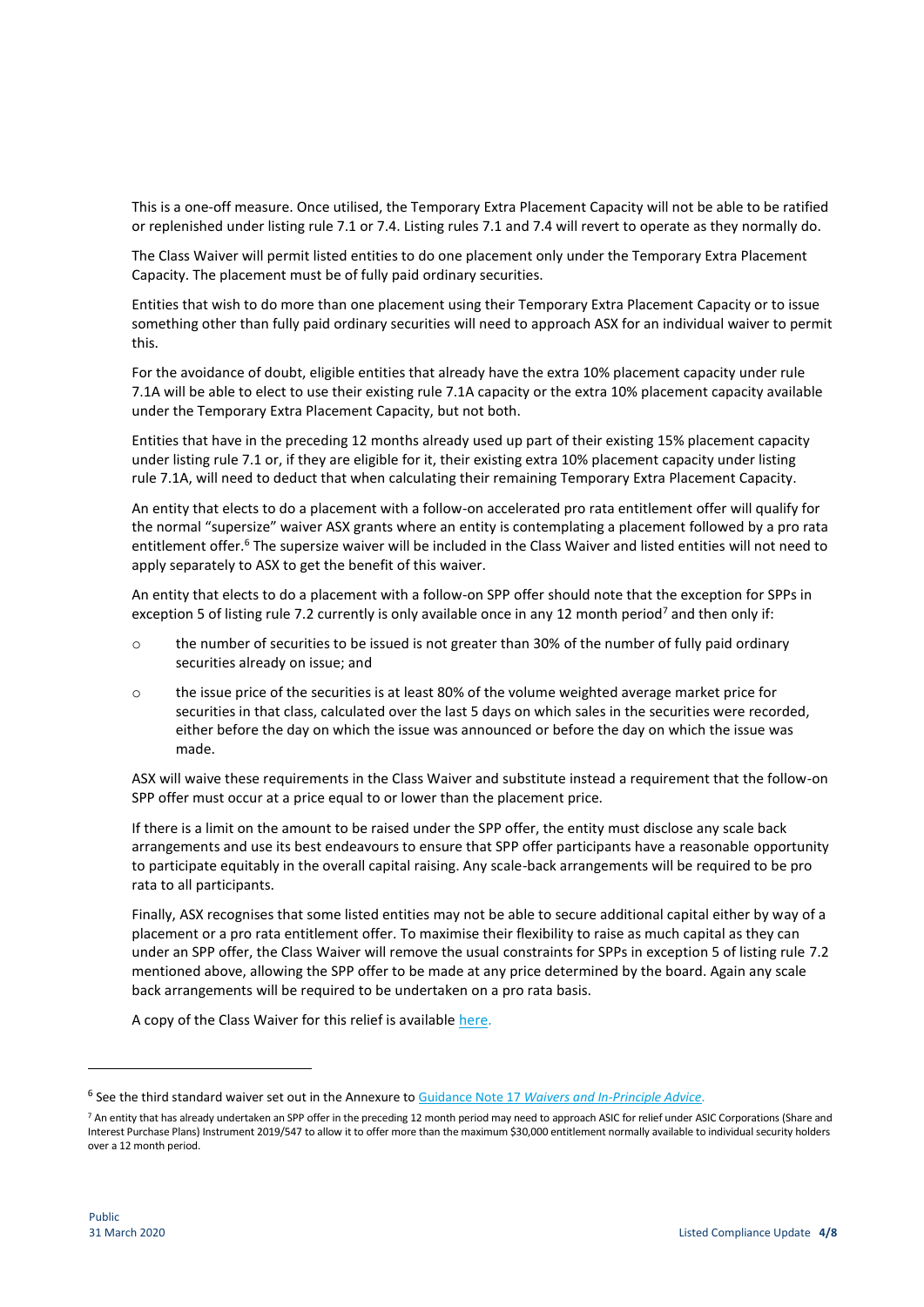This is a one-off measure. Once utilised, the Temporary Extra Placement Capacity will not be able to be ratified or replenished under listing rule 7.1 or 7.4. Listing rules 7.1 and 7.4 will revert to operate as they normally do.

The Class Waiver will permit listed entities to do one placement only under the Temporary Extra Placement Capacity. The placement must be of fully paid ordinary securities.

Entities that wish to do more than one placement using their Temporary Extra Placement Capacity or to issue something other than fully paid ordinary securities will need to approach ASX for an individual waiver to permit this.

For the avoidance of doubt, eligible entities that already have the extra 10% placement capacity under rule 7.1A will be able to elect to use their existing rule 7.1A capacity or the extra 10% placement capacity available under the Temporary Extra Placement Capacity, but not both.

Entities that have in the preceding 12 months already used up part of their existing 15% placement capacity under listing rule 7.1 or, if they are eligible for it, their existing extra 10% placement capacity under listing rule 7.1A, will need to deduct that when calculating their remaining Temporary Extra Placement Capacity.

An entity that elects to do a placement with a follow-on accelerated pro rata entitlement offer will qualify for the normal "supersize" waiver ASX grants where an entity is contemplating a placement followed by a pro rata entitlement offer.[6] The supersize waiver will be included in the Class Waiver and listed entities will not need to apply separately to ASX to get the benefit of this waiver.

An entity that elects to do a placement with a follow-on SPP offer should note that the exception for SPPs in exception 5 of listing rule 7.2 currently is only available once in any 12 month period[7] and then only if:

- the number of securities to be issued is not greater than 30% of the number of fully paid ordinary securities already on issue; and
- the issue price of the securities is at least 80% of the volume weighted average market price for securities in that class, calculated over the last 5 days on which sales in the securities were recorded, either before the day on which the issue was announced or before the day on which the issue was made.

ASX will waive these requirements in the Class Waiver and substitute instead a requirement that the follow-on SPP offer must occur at a price equal to or lower than the placement price.

If there is a limit on the amount to be raised under the SPP offer, the entity must disclose any scale back arrangements and use its best endeavours to ensure that SPP offer participants have a reasonable opportunity to participate equitably in the overall capital raising. Any scale-back arrangements will be required to be pro rata to all participants.

Finally, ASX recognises that some listed entities may not be able to secure additional capital either by way of a placement or a pro rata entitlement offer. To maximise their flexibility to raise as much capital as they can under an SPP offer, the Class Waiver will remove the usual constraints for SPPs in exception 5 of listing rule 7.2 mentioned above, allowing the SPP offer to be made at any price determined by the board. Again any scale back arrangements will be required to be undertaken on a pro rata basis.

A copy of the Class Waiver for this relief is available here.

---

[6] See the third standard waiver set out in the Annexure to Guidance Note 17 *Waivers and In-Principle Advice*.

[7] An entity that has already undertaken an SPP offer in the preceding 12 month period may need to approach ASIC for relief under ASIC Corporations (Share and Interest Purchase Plans) Instrument 2019/547 to allow it to offer more than the maximum $30,000 entitlement normally available to individual security holders over a 12 month period.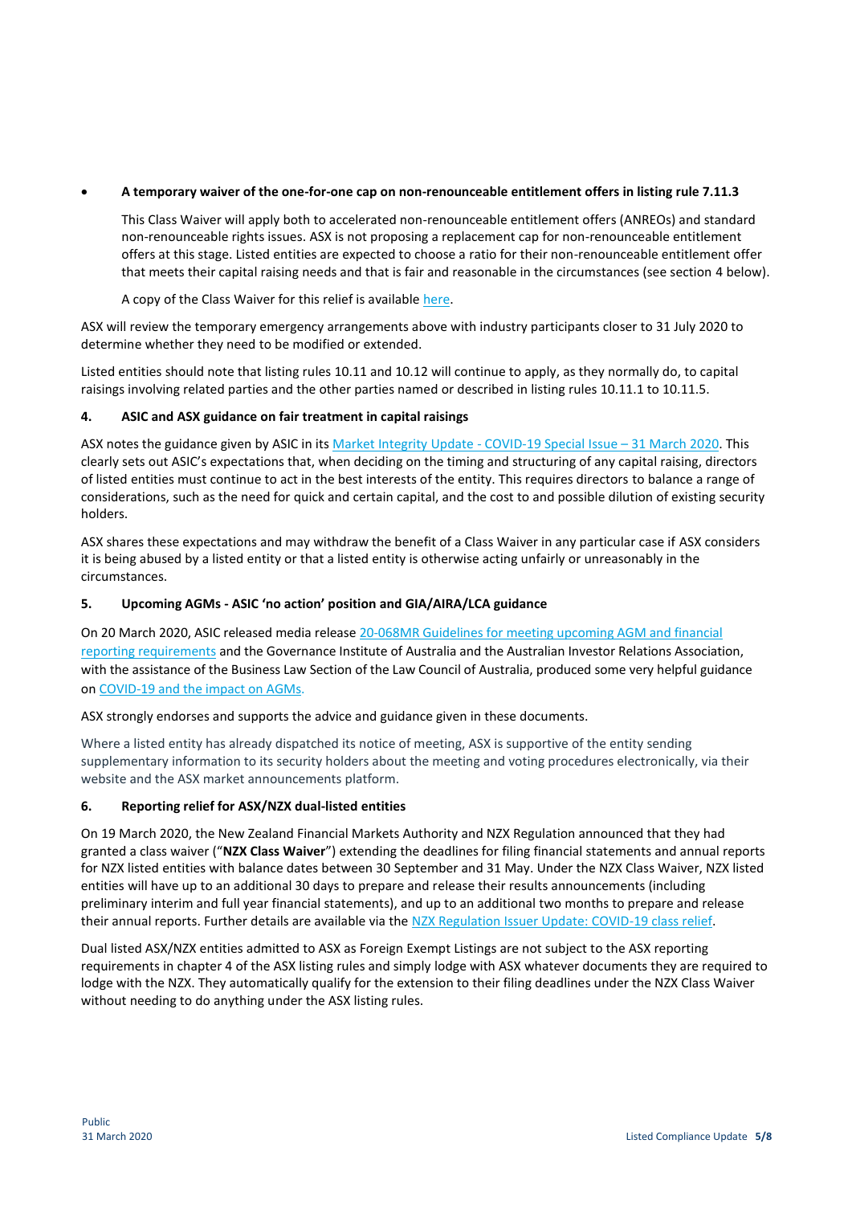- **A temporary waiver of the one-for-one cap on non-renounceable entitlement offers in listing rule 7.11.3**

  This Class Waiver will apply both to accelerated non-renounceable entitlement offers (ANREOs) and standard non-renounceable rights issues. ASX is not proposing a replacement cap for non-renounceable entitlement offers at this stage. Listed entities are expected to choose a ratio for their non-renounceable entitlement offer that meets their capital raising needs and that is fair and reasonable in the circumstances (see section 4 below).

  A copy of the Class Waiver for this relief is available here.

ASX will review the temporary emergency arrangements above with industry participants closer to 31 July 2020 to determine whether they need to be modified or extended.

Listed entities should note that listing rules 10.11 and 10.12 will continue to apply, as they normally do, to capital raisings involving related parties and the other parties named or described in listing rules 10.11.1 to 10.11.5.

## 4. ASIC and ASX guidance on fair treatment in capital raisings

ASX notes the guidance given by ASIC in its Market Integrity Update - COVID-19 Special Issue – 31 March 2020. This clearly sets out ASIC's expectations that, when deciding on the timing and structuring of any capital raising, directors of listed entities must continue to act in the best interests of the entity. This requires directors to balance a range of considerations, such as the need for quick and certain capital, and the cost to and possible dilution of existing security holders.

ASX shares these expectations and may withdraw the benefit of a Class Waiver in any particular case if ASX considers it is being abused by a listed entity or that a listed entity is otherwise acting unfairly or unreasonably in the circumstances.

## 5. Upcoming AGMs - ASIC 'no action' position and GIA/AIRA/LCA guidance

On 20 March 2020, ASIC released media release 20-068MR Guidelines for meeting upcoming AGM and financial reporting requirements and the Governance Institute of Australia and the Australian Investor Relations Association, with the assistance of the Business Law Section of the Law Council of Australia, produced some very helpful guidance on COVID-19 and the impact on AGMs.

ASX strongly endorses and supports the advice and guidance given in these documents.

Where a listed entity has already dispatched its notice of meeting, ASX is supportive of the entity sending supplementary information to its security holders about the meeting and voting procedures electronically, via their website and the ASX market announcements platform.

## 6. Reporting relief for ASX/NZX dual-listed entities

On 19 March 2020, the New Zealand Financial Markets Authority and NZX Regulation announced that they had granted a class waiver ("**NZX Class Waiver**") extending the deadlines for filing financial statements and annual reports for NZX listed entities with balance dates between 30 September and 31 May. Under the NZX Class Waiver, NZX listed entities will have up to an additional 30 days to prepare and release their results announcements (including preliminary interim and full year financial statements), and up to an additional two months to prepare and release their annual reports. Further details are available via the NZX Regulation Issuer Update: COVID-19 class relief.

Dual listed ASX/NZX entities admitted to ASX as Foreign Exempt Listings are not subject to the ASX reporting requirements in chapter 4 of the ASX listing rules and simply lodge with ASX whatever documents they are required to lodge with the NZX. They automatically qualify for the extension to their filing deadlines under the NZX Class Waiver without needing to do anything under the ASX listing rules.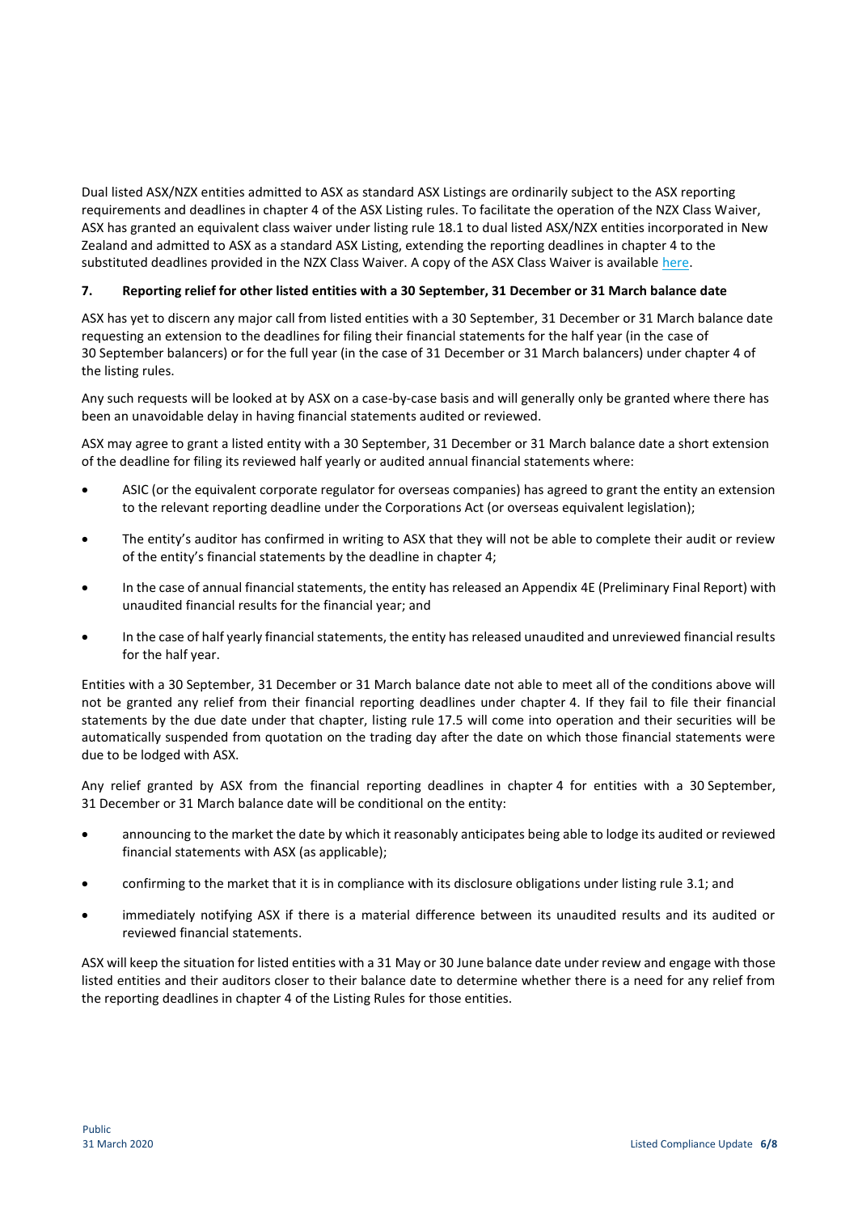Dual listed ASX/NZX entities admitted to ASX as standard ASX Listings are ordinarily subject to the ASX reporting requirements and deadlines in chapter 4 of the ASX Listing rules. To facilitate the operation of the NZX Class Waiver, ASX has granted an equivalent class waiver under listing rule 18.1 to dual listed ASX/NZX entities incorporated in New Zealand and admitted to ASX as a standard ASX Listing, extending the reporting deadlines in chapter 4 to the substituted deadlines provided in the NZX Class Waiver. A copy of the ASX Class Waiver is available here.

### 7. Reporting relief for other listed entities with a 30 September, 31 December or 31 March balance date

ASX has yet to discern any major call from listed entities with a 30 September, 31 December or 31 March balance date requesting an extension to the deadlines for filing their financial statements for the half year (in the case of 30 September balancers) or for the full year (in the case of 31 December or 31 March balancers) under chapter 4 of the listing rules.

Any such requests will be looked at by ASX on a case-by-case basis and will generally only be granted where there has been an unavoidable delay in having financial statements audited or reviewed.

ASX may agree to grant a listed entity with a 30 September, 31 December or 31 March balance date a short extension of the deadline for filing its reviewed half yearly or audited annual financial statements where:

- ASIC (or the equivalent corporate regulator for overseas companies) has agreed to grant the entity an extension to the relevant reporting deadline under the Corporations Act (or overseas equivalent legislation);
- The entity's auditor has confirmed in writing to ASX that they will not be able to complete their audit or review of the entity's financial statements by the deadline in chapter 4;
- In the case of annual financial statements, the entity has released an Appendix 4E (Preliminary Final Report) with unaudited financial results for the financial year; and
- In the case of half yearly financial statements, the entity has released unaudited and unreviewed financial results for the half year.

Entities with a 30 September, 31 December or 31 March balance date not able to meet all of the conditions above will not be granted any relief from their financial reporting deadlines under chapter 4. If they fail to file their financial statements by the due date under that chapter, listing rule 17.5 will come into operation and their securities will be automatically suspended from quotation on the trading day after the date on which those financial statements were due to be lodged with ASX.

Any relief granted by ASX from the financial reporting deadlines in chapter 4 for entities with a 30 September, 31 December or 31 March balance date will be conditional on the entity:

- announcing to the market the date by which it reasonably anticipates being able to lodge its audited or reviewed financial statements with ASX (as applicable);
- confirming to the market that it is in compliance with its disclosure obligations under listing rule 3.1; and
- immediately notifying ASX if there is a material difference between its unaudited results and its audited or reviewed financial statements.

ASX will keep the situation for listed entities with a 31 May or 30 June balance date under review and engage with those listed entities and their auditors closer to their balance date to determine whether there is a need for any relief from the reporting deadlines in chapter 4 of the Listing Rules for those entities.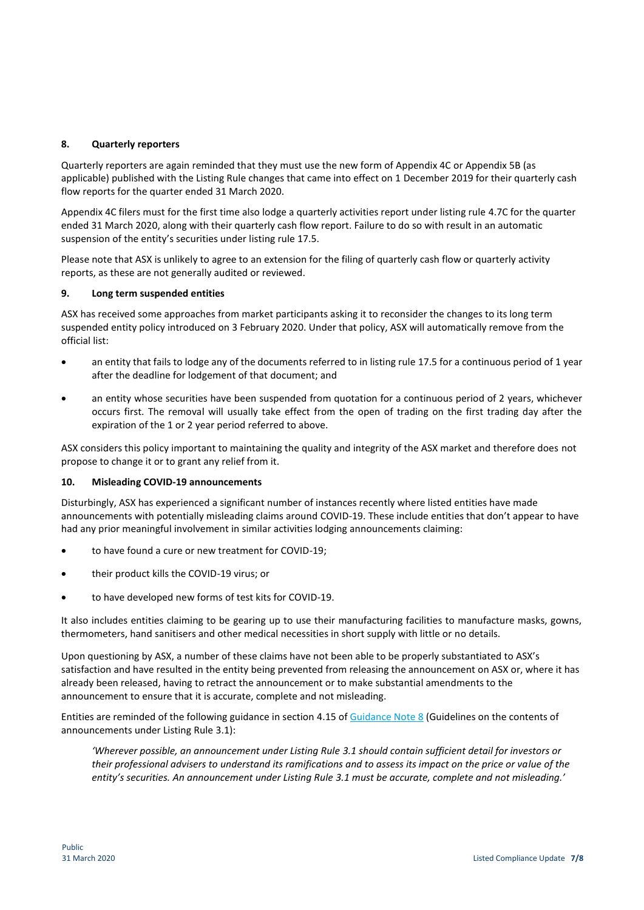**8. Quarterly reporters**

Quarterly reporters are again reminded that they must use the new form of Appendix 4C or Appendix 5B (as applicable) published with the Listing Rule changes that came into effect on 1 December 2019 for their quarterly cash flow reports for the quarter ended 31 March 2020.

Appendix 4C filers must for the first time also lodge a quarterly activities report under listing rule 4.7C for the quarter ended 31 March 2020, along with their quarterly cash flow report. Failure to do so with result in an automatic suspension of the entity's securities under listing rule 17.5.

Please note that ASX is unlikely to agree to an extension for the filing of quarterly cash flow or quarterly activity reports, as these are not generally audited or reviewed.

**9. Long term suspended entities**

ASX has received some approaches from market participants asking it to reconsider the changes to its long term suspended entity policy introduced on 3 February 2020. Under that policy, ASX will automatically remove from the official list:

- an entity that fails to lodge any of the documents referred to in listing rule 17.5 for a continuous period of 1 year after the deadline for lodgement of that document; and
- an entity whose securities have been suspended from quotation for a continuous period of 2 years, whichever occurs first. The removal will usually take effect from the open of trading on the first trading day after the expiration of the 1 or 2 year period referred to above.

ASX considers this policy important to maintaining the quality and integrity of the ASX market and therefore does not propose to change it or to grant any relief from it.

**10. Misleading COVID-19 announcements**

Disturbingly, ASX has experienced a significant number of instances recently where listed entities have made announcements with potentially misleading claims around COVID-19. These include entities that don't appear to have had any prior meaningful involvement in similar activities lodging announcements claiming:

- to have found a cure or new treatment for COVID-19;
- their product kills the COVID-19 virus; or
- to have developed new forms of test kits for COVID-19.

It also includes entities claiming to be gearing up to use their manufacturing facilities to manufacture masks, gowns, thermometers, hand sanitisers and other medical necessities in short supply with little or no details.

Upon questioning by ASX, a number of these claims have not been able to be properly substantiated to ASX's satisfaction and have resulted in the entity being prevented from releasing the announcement on ASX or, where it has already been released, having to retract the announcement or to make substantial amendments to the announcement to ensure that it is accurate, complete and not misleading.

Entities are reminded of the following guidance in section 4.15 of Guidance Note 8 (Guidelines on the contents of announcements under Listing Rule 3.1):

> *'Wherever possible, an announcement under Listing Rule 3.1 should contain sufficient detail for investors or their professional advisers to understand its ramifications and to assess its impact on the price or value of the entity's securities. An announcement under Listing Rule 3.1 must be accurate, complete and not misleading.'*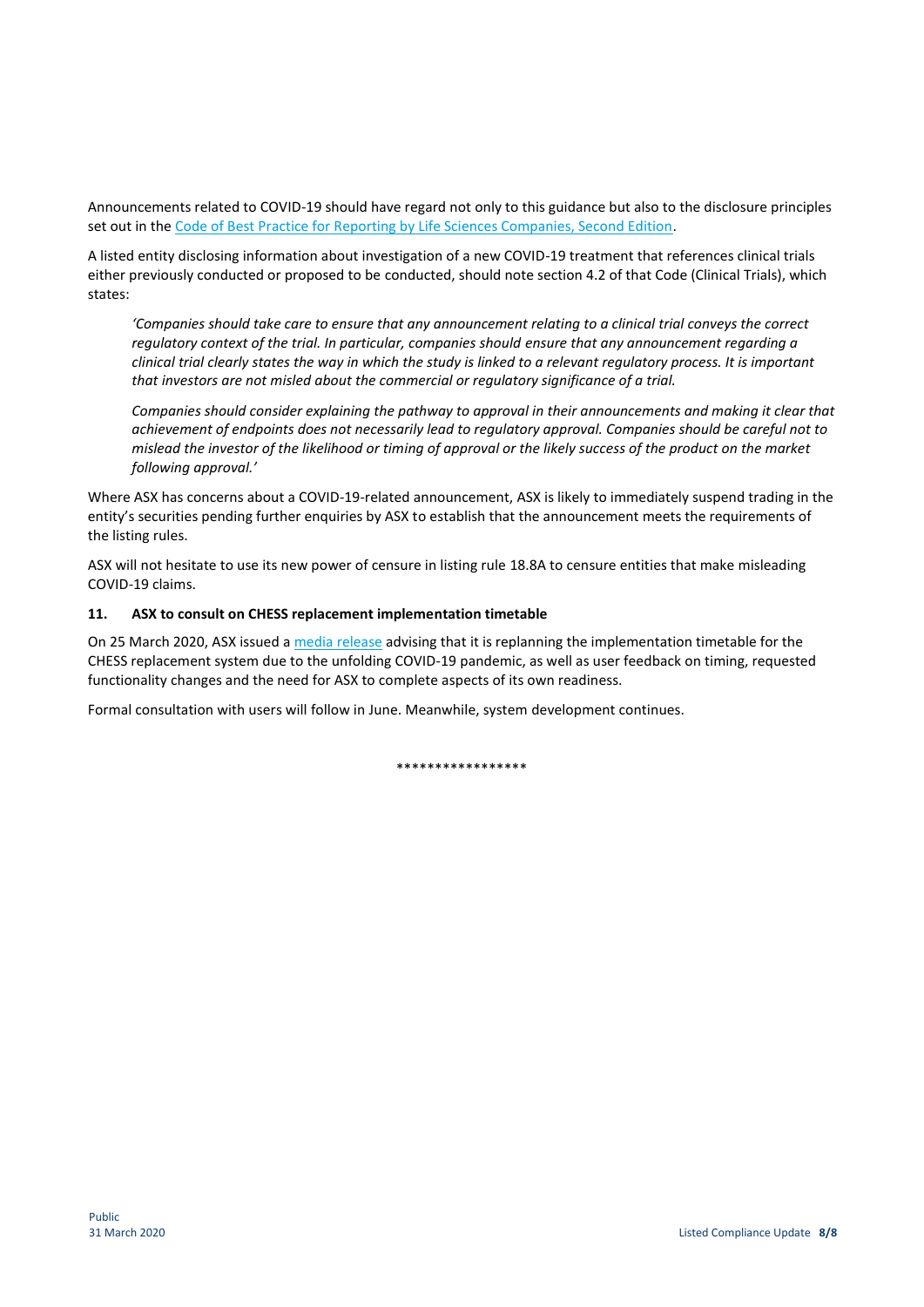Announcements related to COVID-19 should have regard not only to this guidance but also to the disclosure principles set out in the [Code of Best Practice for Reporting by Life Sciences Companies, Second Edition](#).

A listed entity disclosing information about investigation of a new COVID-19 treatment that references clinical trials either previously conducted or proposed to be conducted, should note section 4.2 of that Code (Clinical Trials), which states:

> *'Companies should take care to ensure that any announcement relating to a clinical trial conveys the correct regulatory context of the trial. In particular, companies should ensure that any announcement regarding a clinical trial clearly states the way in which the study is linked to a relevant regulatory process. It is important that investors are not misled about the commercial or regulatory significance of a trial.*
>
> *Companies should consider explaining the pathway to approval in their announcements and making it clear that achievement of endpoints does not necessarily lead to regulatory approval. Companies should be careful not to mislead the investor of the likelihood or timing of approval or the likely success of the product on the market following approval.'*

Where ASX has concerns about a COVID-19-related announcement, ASX is likely to immediately suspend trading in the entity's securities pending further enquiries by ASX to establish that the announcement meets the requirements of the listing rules.

ASX will not hesitate to use its new power of censure in listing rule 18.8A to censure entities that make misleading COVID-19 claims.

**11. ASX to consult on CHESS replacement implementation timetable**

On 25 March 2020, ASX issued a [media release](#) advising that it is replanning the implementation timetable for the CHESS replacement system due to the unfolding COVID-19 pandemic, as well as user feedback on timing, requested functionality changes and the need for ASX to complete aspects of its own readiness.

Formal consultation with users will follow in June. Meanwhile, system development continues.

*****************